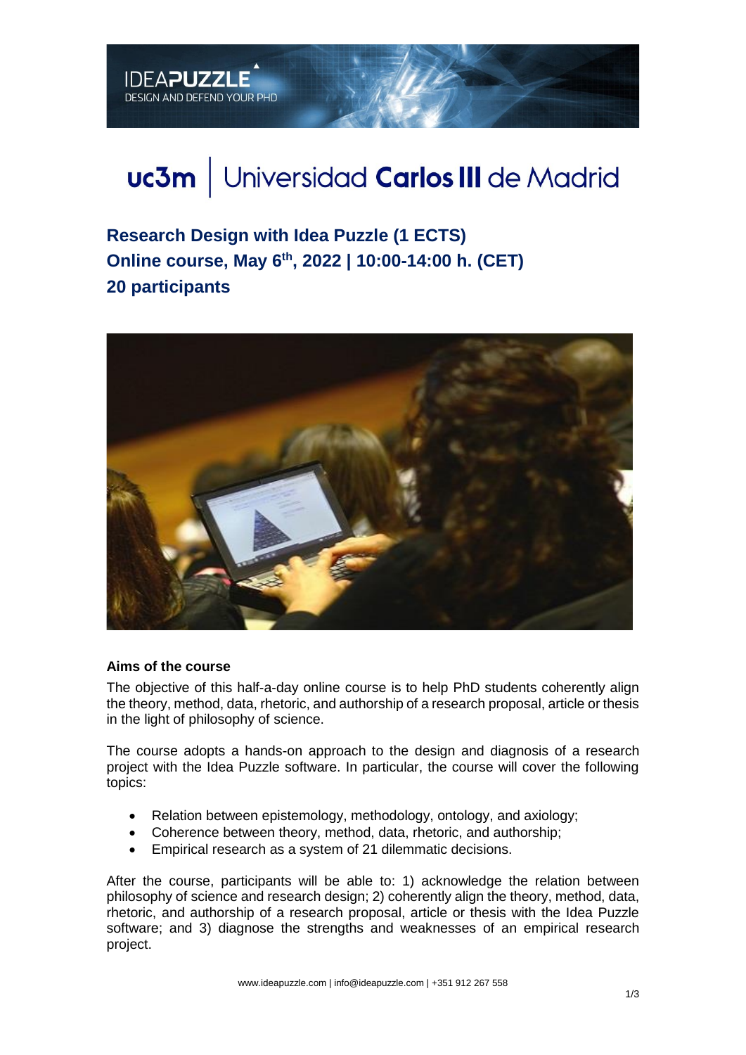IDEAPUZZLE
DESIGN AND DEFEND YOUR PHD

uc3m | Universidad Carlos III de Madrid

# Research Design with Idea Puzzle (1 ECTS)
## Online course, May 6th, 2022 | 10:00-14:00 h. (CET)
## 20 participants

**Aims of the course**

The objective of this half-a-day online course is to help PhD students coherently align the theory, method, data, rhetoric, and authorship of a research proposal, article or thesis in the light of philosophy of science.

The course adopts a hands-on approach to the design and diagnosis of a research project with the Idea Puzzle software. In particular, the course will cover the following topics:

- Relation between epistemology, methodology, ontology, and axiology;
- Coherence between theory, method, data, rhetoric, and authorship;
- Empirical research as a system of 21 dilemmatic decisions.

After the course, participants will be able to: 1) acknowledge the relation between philosophy of science and research design; 2) coherently align the theory, method, data, rhetoric, and authorship of a research proposal, article or thesis with the Idea Puzzle software; and 3) diagnose the strengths and weaknesses of an empirical research project.

www.ideapuzzle.com | info@ideapuzzle.com | +351 912 267 558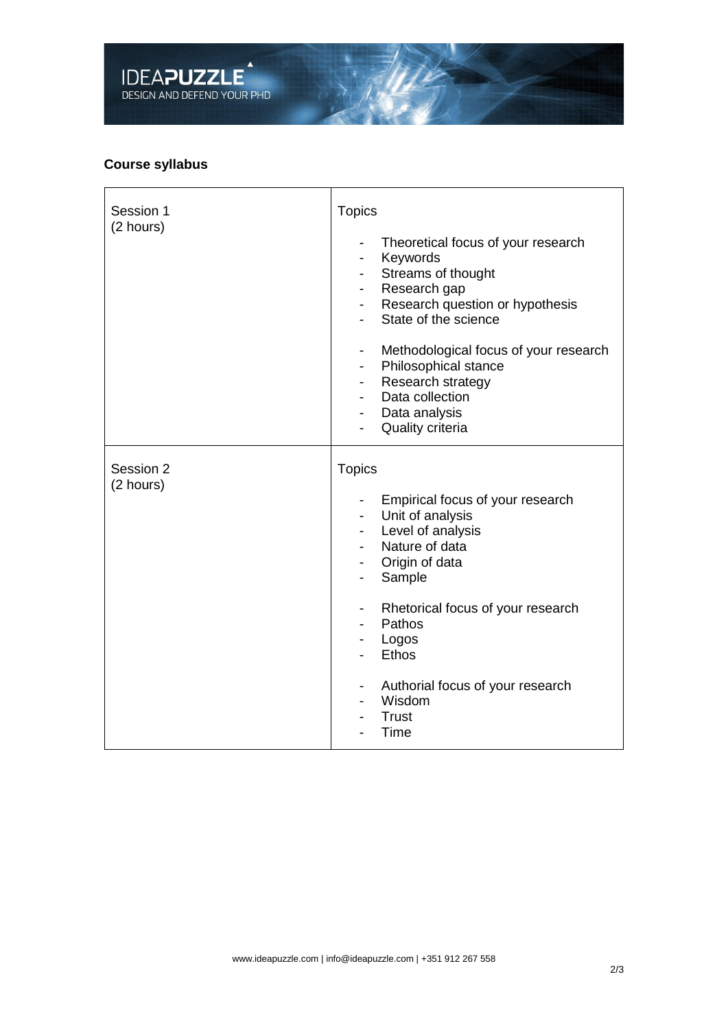## Course syllabus

| | |
|---|---|
| Session 1<br>(2 hours) | Topics<br><br>- Theoretical focus of your research<br>- Keywords<br>- Streams of thought<br>- Research gap<br>- Research question or hypothesis<br>- State of the science<br><br>- Methodological focus of your research<br>- Philosophical stance<br>- Research strategy<br>- Data collection<br>- Data analysis<br>- Quality criteria |
| Session 2<br>(2 hours) | Topics<br><br>- Empirical focus of your research<br>- Unit of analysis<br>- Level of analysis<br>- Nature of data<br>- Origin of data<br>- Sample<br><br>- Rhetorical focus of your research<br>- Pathos<br>- Logos<br>- Ethos<br><br>- Authorial focus of your research<br>- Wisdom<br>- Trust<br>- Time |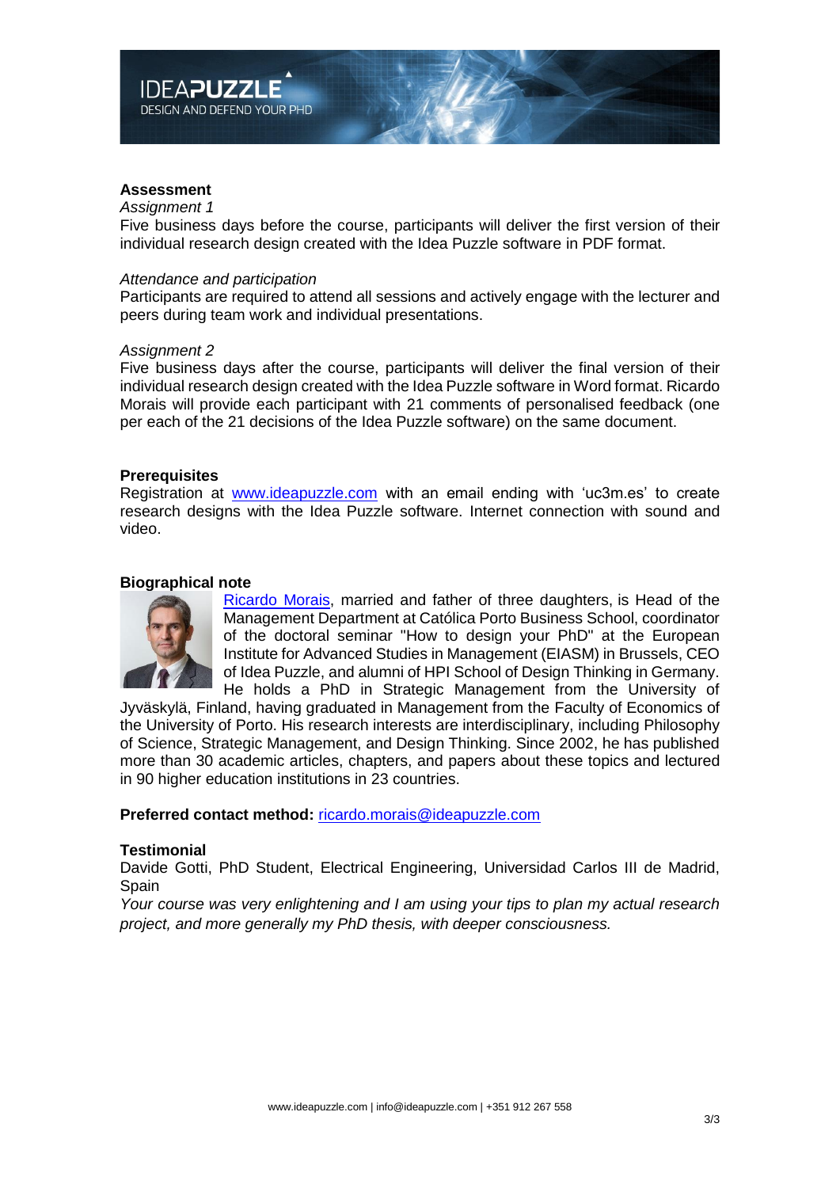## Assessment

*Assignment 1*

Five business days before the course, participants will deliver the first version of their individual research design created with the Idea Puzzle software in PDF format.

*Attendance and participation*

Participants are required to attend all sessions and actively engage with the lecturer and peers during team work and individual presentations.

*Assignment 2*

Five business days after the course, participants will deliver the final version of their individual research design created with the Idea Puzzle software in Word format. Ricardo Morais will provide each participant with 21 comments of personalised feedback (one per each of the 21 decisions of the Idea Puzzle software) on the same document.

## Prerequisites

Registration at [www.ideapuzzle.com](http://www.ideapuzzle.com) with an email ending with 'uc3m.es' to create research designs with the Idea Puzzle software. Internet connection with sound and video.

## Biographical note

[Ricardo Morais](#), married and father of three daughters, is Head of the Management Department at Católica Porto Business School, coordinator of the doctoral seminar "How to design your PhD" at the European Institute for Advanced Studies in Management (EIASM) in Brussels, CEO of Idea Puzzle, and alumni of HPI School of Design Thinking in Germany. He holds a PhD in Strategic Management from the University of Jyväskylä, Finland, having graduated in Management from the Faculty of Economics of the University of Porto. His research interests are interdisciplinary, including Philosophy of Science, Strategic Management, and Design Thinking. Since 2002, he has published more than 30 academic articles, chapters, and papers about these topics and lectured in 90 higher education institutions in 23 countries.

**Preferred contact method:** [ricardo.morais@ideapuzzle.com](mailto:ricardo.morais@ideapuzzle.com)

## Testimonial

Davide Gotti, PhD Student, Electrical Engineering, Universidad Carlos III de Madrid, Spain

*Your course was very enlightening and I am using your tips to plan my actual research project, and more generally my PhD thesis, with deeper consciousness.*